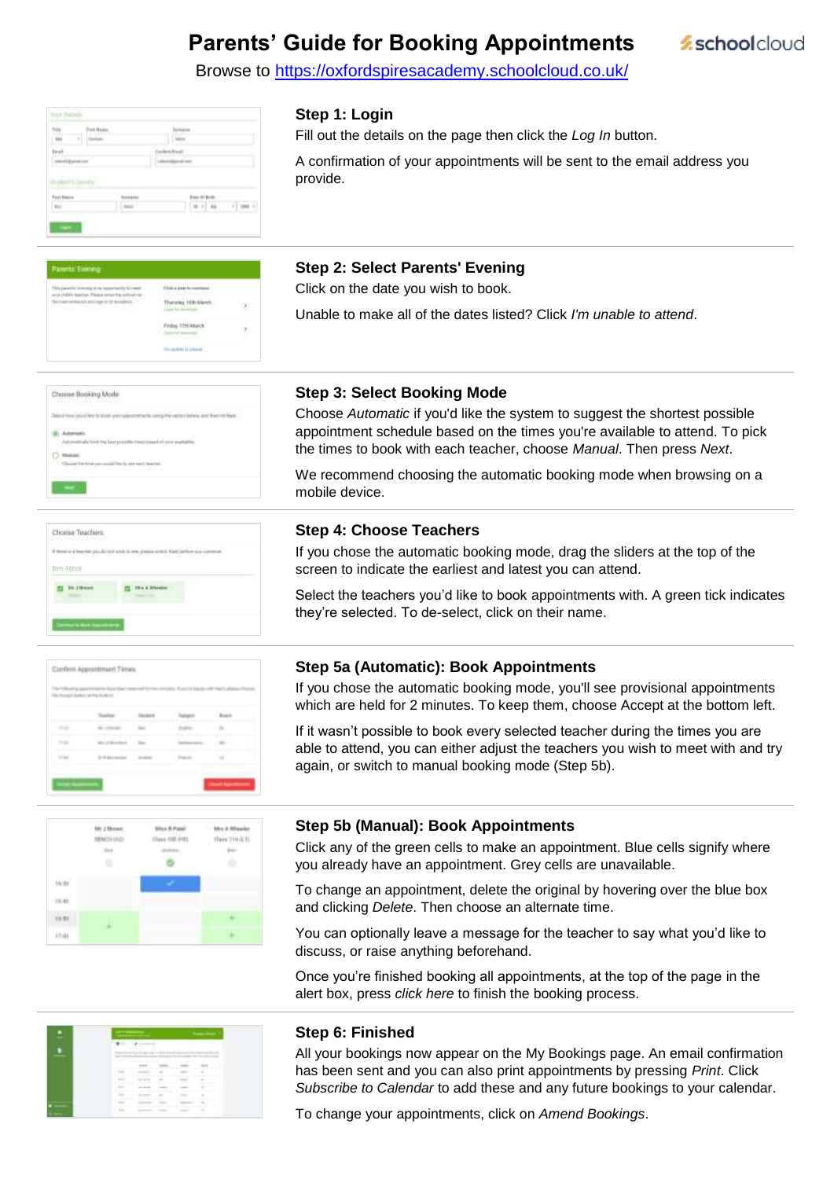# Parents' Guide for Booking Appointments

Browse to https://oxfordspiresacademy.schoolcloud.co.uk/

### Step 1: Login

Fill out the details on the page then click the *Log In* button.

A confirmation of your appointments will be sent to the email address you provide.

### Step 2: Select Parents' Evening

Click on the date you wish to book.

Unable to make all of the dates listed? Click *I'm unable to attend*.

### Step 3: Select Booking Mode

Choose *Automatic* if you'd like the system to suggest the shortest possible appointment schedule based on the times you're available to attend. To pick the times to book with each teacher, choose *Manual*. Then press *Next*.

We recommend choosing the automatic booking mode when browsing on a mobile device.

### Step 4: Choose Teachers

If you chose the automatic booking mode, drag the sliders at the top of the screen to indicate the earliest and latest you can attend.

Select the teachers you'd like to book appointments with. A green tick indicates they're selected. To de-select, click on their name.

### Step 5a (Automatic): Book Appointments

If you chose the automatic booking mode, you'll see provisional appointments which are held for 2 minutes. To keep them, choose Accept at the bottom left.

If it wasn't possible to book every selected teacher during the times you are able to attend, you can either adjust the teachers you wish to meet with and try again, or switch to manual booking mode (Step 5b).

### Step 5b (Manual): Book Appointments

Click any of the green cells to make an appointment. Blue cells signify where you already have an appointment. Grey cells are unavailable.

To change an appointment, delete the original by hovering over the blue box and clicking *Delete*. Then choose an alternate time.

You can optionally leave a message for the teacher to say what you'd like to discuss, or raise anything beforehand.

Once you're finished booking all appointments, at the top of the page in the alert box, press *click here* to finish the booking process.

### Step 6: Finished

All your bookings now appear on the My Bookings page. An email confirmation has been sent and you can also print appointments by pressing *Print*. Click *Subscribe to Calendar* to add these and any future bookings to your calendar.

To change your appointments, click on *Amend Bookings*.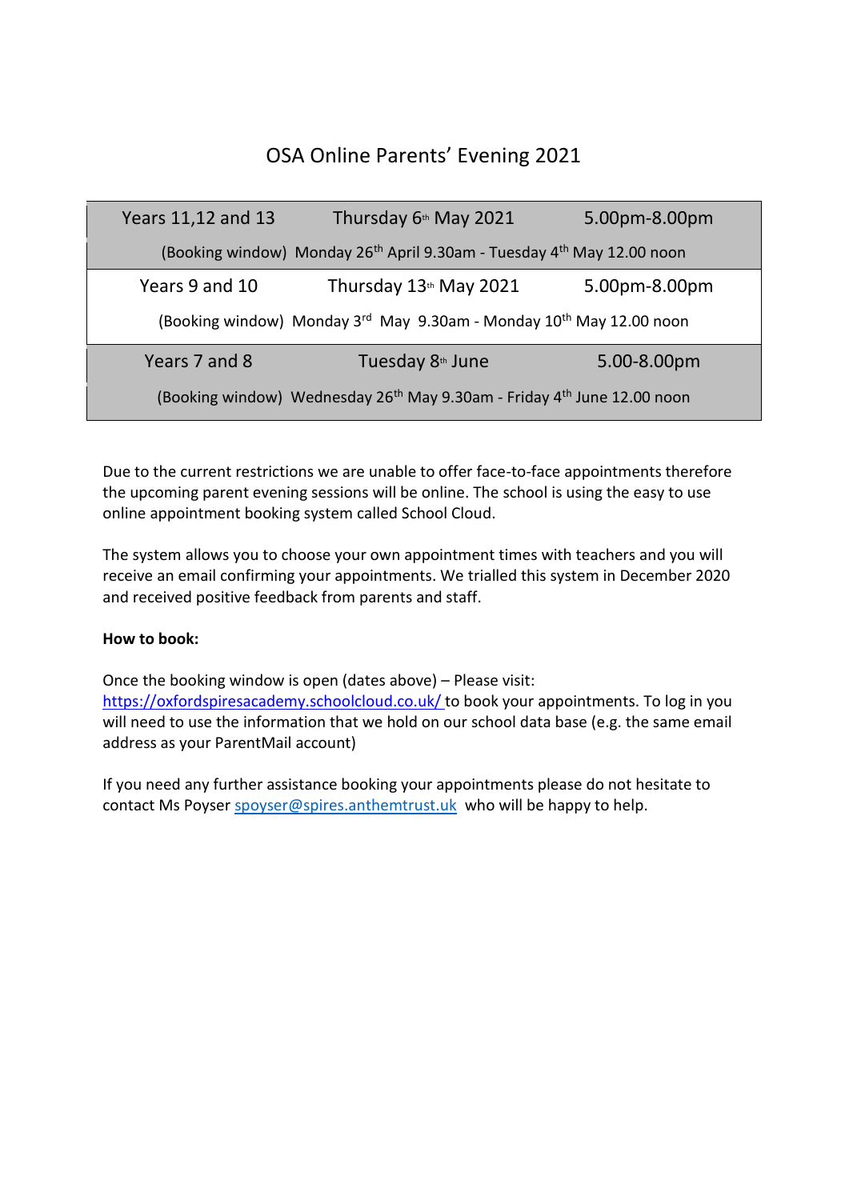# OSA Online Parents' Evening 2021

| | | |
|---|---|---|
| Years 11,12 and 13 | Thursday 6th May 2021 | 5.00pm-8.00pm |
| (Booking window) Monday 26th April 9.30am - Tuesday 4th May 12.00 noon | | |
| Years 9 and 10 | Thursday 13th May 2021 | 5.00pm-8.00pm |
| (Booking window) Monday 3rd May 9.30am - Monday 10th May 12.00 noon | | |
| Years 7 and 8 | Tuesday 8th June | 5.00-8.00pm |
| (Booking window) Wednesday 26th May 9.30am - Friday 4th June 12.00 noon | | |

Due to the current restrictions we are unable to offer face-to-face appointments therefore the upcoming parent evening sessions will be online. The school is using the easy to use online appointment booking system called School Cloud.

The system allows you to choose your own appointment times with teachers and you will receive an email confirming your appointments. We trialled this system in December 2020 and received positive feedback from parents and staff.

**How to book:**

Once the booking window is open (dates above) – Please visit: https://oxfordspiresacademy.schoolcloud.co.uk/ to book your appointments. To log in you will need to use the information that we hold on our school data base (e.g. the same email address as your ParentMail account)

If you need any further assistance booking your appointments please do not hesitate to contact Ms Poyser spoyser@spires.anthemtrust.uk who will be happy to help.